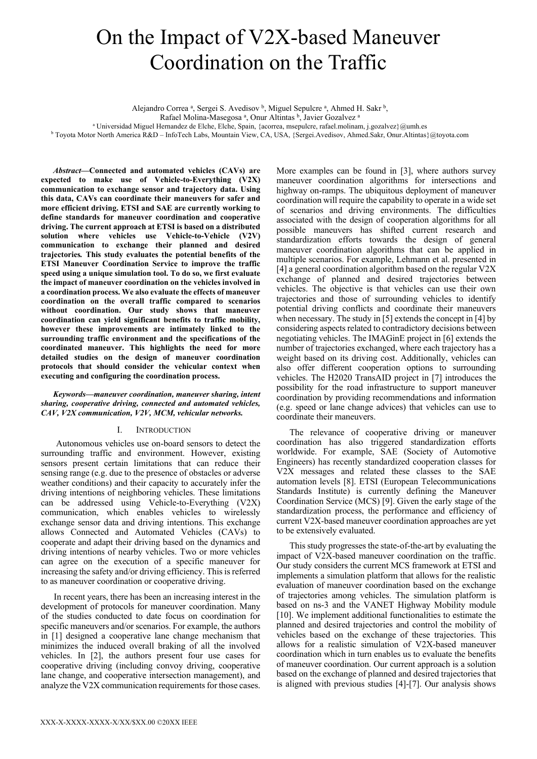# On the Impact of V2X-based Maneuver Coordination on the Traffic

Alejandro Correa [a], Sergei S. Avedisov [b], Miguel Sepulcre [a], Ahmed H. Sakr [b], Rafael Molina-Masegosa [a], Onur Altintas [b], Javier Gozalvez [a]

[a] Universidad Miguel Hernandez de Elche, Elche, Spain, {acorrea, msepulcre, rafael.molinam, j.gozalvez}@umh.es

[b] Toyota Motor North America R&D – InfoTech Labs, Mountain View, CA, USA, {Sergei.Avedisov, Ahmed.Sakr, Onur.Altintas}@toyota.com

***Abstract*—Connected and automated vehicles (CAVs) are expected to make use of Vehicle-to-Everything (V2X) communication to exchange sensor and trajectory data. Using this data, CAVs can coordinate their maneuvers for safer and more efficient driving. ETSI and SAE are currently working to define standards for maneuver coordination and cooperative driving. The current approach at ETSI is based on a distributed solution where vehicles use Vehicle-to-Vehicle (V2V) communication to exchange their planned and desired trajectories. This study evaluates the potential benefits of the ETSI Maneuver Coordination Service to improve the traffic speed using a unique simulation tool. To do so, we first evaluate the impact of maneuver coordination on the vehicles involved in a coordination process. We also evaluate the effects of maneuver coordination on the overall traffic compared to scenarios without coordination. Our study shows that maneuver coordination can yield significant benefits to traffic mobility, however these improvements are intimately linked to the surrounding traffic environment and the specifications of the coordinated maneuver. This highlights the need for more detailed studies on the design of maneuver coordination protocols that should consider the vehicular context when executing and configuring the coordination process.**

***Keywords*—*maneuver coordination, maneuver sharing, intent sharing, cooperative driving, connected and automated vehicles, CAV, V2X communication, V2V, MCM, vehicular networks.***

## I. Introduction

Autonomous vehicles use on-board sensors to detect the surrounding traffic and environment. However, existing sensors present certain limitations that can reduce their sensing range (e.g. due to the presence of obstacles or adverse weather conditions) and their capacity to accurately infer the driving intentions of neighboring vehicles. These limitations can be addressed using Vehicle-to-Everything (V2X) communication, which enables vehicles to wirelessly exchange sensor data and driving intentions. This exchange allows Connected and Automated Vehicles (CAVs) to cooperate and adapt their driving based on the dynamics and driving intentions of nearby vehicles. Two or more vehicles can agree on the execution of a specific maneuver for increasing the safety and/or driving efficiency. This is referred to as maneuver coordination or cooperative driving.

In recent years, there has been an increasing interest in the development of protocols for maneuver coordination. Many of the studies conducted to date focus on coordination for specific maneuvers and/or scenarios. For example, the authors in [1] designed a cooperative lane change mechanism that minimizes the induced overall braking of all the involved vehicles. In [2], the authors present four use cases for cooperative driving (including convoy driving, cooperative lane change, and cooperative intersection management), and analyze the V2X communication requirements for those cases. More examples can be found in [3], where authors survey maneuver coordination algorithms for intersections and highway on-ramps. The ubiquitous deployment of maneuver coordination will require the capability to operate in a wide set of scenarios and driving environments. The difficulties associated with the design of cooperation algorithms for all possible maneuvers has shifted current research and standardization efforts towards the design of general maneuver coordination algorithms that can be applied in multiple scenarios. For example, Lehmann et al. presented in [4] a general coordination algorithm based on the regular V2X exchange of planned and desired trajectories between vehicles. The objective is that vehicles can use their own trajectories and those of surrounding vehicles to identify potential driving conflicts and coordinate their maneuvers when necessary. The study in [5] extends the concept in [4] by considering aspects related to contradictory decisions between negotiating vehicles. The IMAGinE project in [6] extends the number of trajectories exchanged, where each trajectory has a weight based on its driving cost. Additionally, vehicles can also offer different cooperation options to surrounding vehicles. The H2020 TransAID project in [7] introduces the possibility for the road infrastructure to support maneuver coordination by providing recommendations and information (e.g. speed or lane change advices) that vehicles can use to coordinate their maneuvers.

The relevance of cooperative driving or maneuver coordination has also triggered standardization efforts worldwide. For example, SAE (Society of Automotive Engineers) has recently standardized cooperation classes for V2X messages and related these classes to the SAE automation levels [8]. ETSI (European Telecommunications Standards Institute) is currently defining the Maneuver Coordination Service (MCS) [9]. Given the early stage of the standardization process, the performance and efficiency of current V2X-based maneuver coordination approaches are yet to be extensively evaluated.

This study progresses the state-of-the-art by evaluating the impact of V2X-based maneuver coordination on the traffic. Our study considers the current MCS framework at ETSI and implements a simulation platform that allows for the realistic evaluation of maneuver coordination based on the exchange of trajectories among vehicles. The simulation platform is based on ns-3 and the VANET Highway Mobility module [10]. We implement additional functionalities to estimate the planned and desired trajectories and control the mobility of vehicles based on the exchange of these trajectories. This allows for a realistic simulation of V2X-based maneuver coordination which in turn enables us to evaluate the benefits of maneuver coordination. Our current approach is a solution based on the exchange of planned and desired trajectories that is aligned with previous studies [4]-[7]. Our analysis shows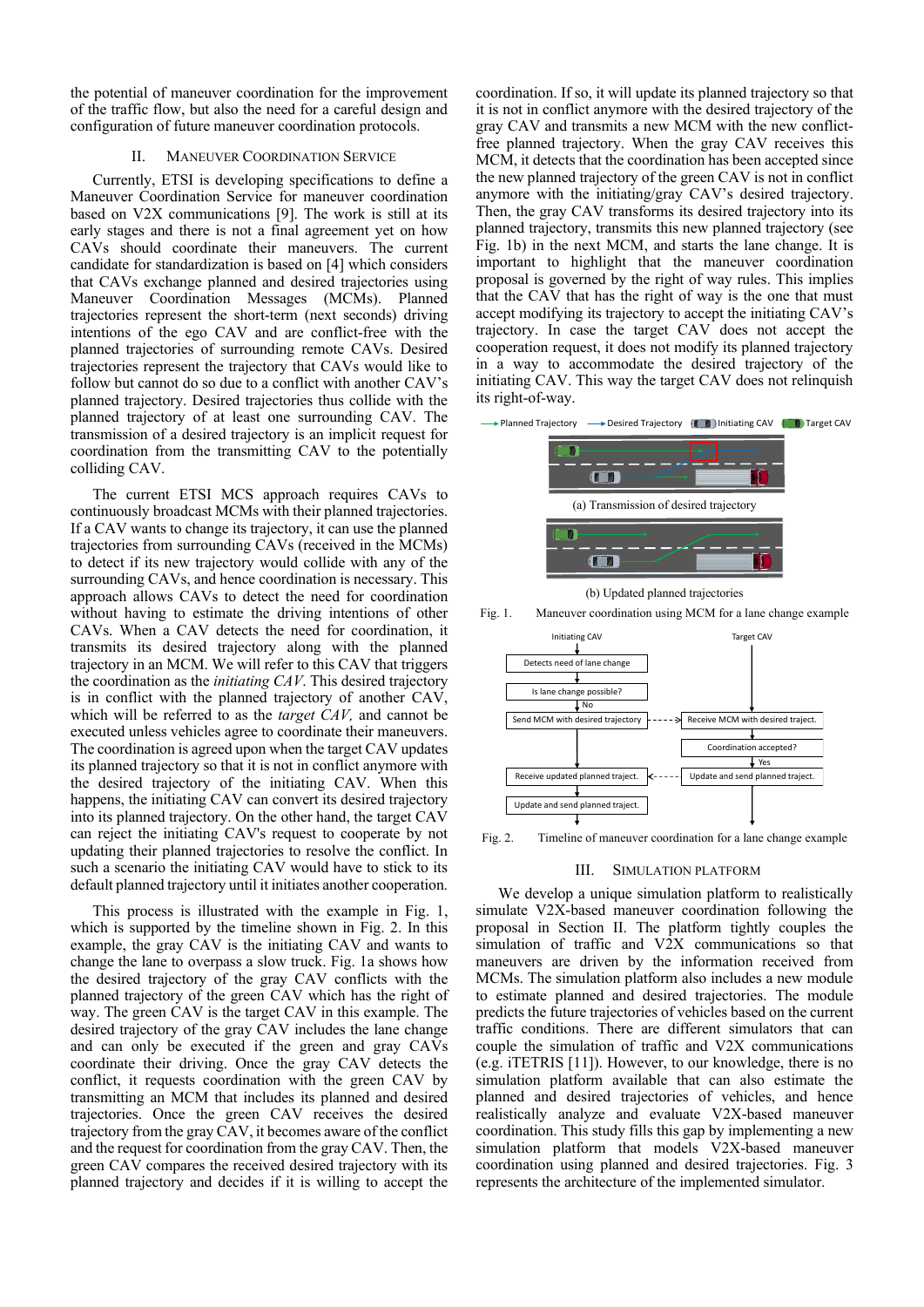the potential of maneuver coordination for the improvement of the traffic flow, but also the need for a careful design and configuration of future maneuver coordination protocols.

## II. Maneuver Coordination Service

Currently, ETSI is developing specifications to define a Maneuver Coordination Service for maneuver coordination based on V2X communications [9]. The work is still at its early stages and there is not a final agreement yet on how CAVs should coordinate their maneuvers. The current candidate for standardization is based on [4] which considers that CAVs exchange planned and desired trajectories using Maneuver Coordination Messages (MCMs). Planned trajectories represent the short-term (next seconds) driving intentions of the ego CAV and are conflict-free with the planned trajectories of surrounding remote CAVs. Desired trajectories represent the trajectory that CAVs would like to follow but cannot do so due to a conflict with another CAV's planned trajectory. Desired trajectories thus collide with the planned trajectory of at least one surrounding CAV. The transmission of a desired trajectory is an implicit request for coordination from the transmitting CAV to the potentially colliding CAV.

The current ETSI MCS approach requires CAVs to continuously broadcast MCMs with their planned trajectories. If a CAV wants to change its trajectory, it can use the planned trajectories from surrounding CAVs (received in the MCMs) to detect if its new trajectory would collide with any of the surrounding CAVs, and hence coordination is necessary. This approach allows CAVs to detect the need for coordination without having to estimate the driving intentions of other CAVs. When a CAV detects the need for coordination, it transmits its desired trajectory along with the planned trajectory in an MCM. We will refer to this CAV that triggers the coordination as the *initiating CAV*. This desired trajectory is in conflict with the planned trajectory of another CAV, which will be referred to as the *target CAV*, and cannot be executed unless vehicles agree to coordinate their maneuvers. The coordination is agreed upon when the target CAV updates its planned trajectory so that it is not in conflict anymore with the desired trajectory of the initiating CAV. When this happens, the initiating CAV can convert its desired trajectory into its planned trajectory. On the other hand, the target CAV can reject the initiating CAV's request to cooperate by not updating their planned trajectories to resolve the conflict. In such a scenario the initiating CAV would have to stick to its default planned trajectory until it initiates another cooperation.

This process is illustrated with the example in Fig. 1, which is supported by the timeline shown in Fig. 2. In this example, the gray CAV is the initiating CAV and wants to change the lane to overpass a slow truck. Fig. 1a shows how the desired trajectory of the gray CAV conflicts with the planned trajectory of the green CAV which has the right of way. The green CAV is the target CAV in this example. The desired trajectory of the gray CAV includes the lane change and can only be executed if the green and gray CAVs coordinate their driving. Once the gray CAV detects the conflict, it requests coordination with the green CAV by transmitting an MCM that includes its planned and desired trajectories. Once the green CAV receives the desired trajectory from the gray CAV, it becomes aware of the conflict and the request for coordination from the gray CAV. Then, the green CAV compares the received desired trajectory with its planned trajectory and decides if it is willing to accept the coordination. If so, it will update its planned trajectory so that it is not in conflict anymore with the desired trajectory of the gray CAV and transmits a new MCM with the new conflict-free planned trajectory. When the gray CAV receives this MCM, it detects that the coordination has been accepted since the new planned trajectory of the green CAV is not in conflict anymore with the initiating/gray CAV's desired trajectory. Then, the gray CAV transforms its desired trajectory into its planned trajectory, transmits this new planned trajectory (see Fig. 1b) in the next MCM, and starts the lane change. It is important to highlight that the maneuver coordination proposal is governed by the right of way rules. This implies that the CAV that has the right of way is the one that must accept modifying its trajectory to accept the initiating CAV's trajectory. In case the target CAV does not accept the cooperation request, it does not modify its planned trajectory in a way to accommodate the desired trajectory of the initiating CAV. This way the target CAV does not relinquish its right-of-way.

Planned Trajectory | Desired Trajectory | Initiating CAV | Target CAV

(a) Transmission of desired trajectory

(b) Updated planned trajectories

Fig. 1. Maneuver coordination using MCM for a lane change example

Initiating CAV | Target CAV

Detects need of lane change → Is lane change possible? → No → Send MCM with desired trajectory → Receive MCM with desired traject. → Coordination accepted? → Yes → Update and send planned traject. → Receive updated planned traject. → Update and send planned traject.

Fig. 2. Timeline of maneuver coordination for a lane change example

## III. Simulation Platform

We develop a unique simulation platform to realistically simulate V2X-based maneuver coordination following the proposal in Section II. The platform tightly couples the simulation of traffic and V2X communications so that maneuvers are driven by the information received from MCMs. The simulation platform also includes a new module to estimate planned and desired trajectories. The module predicts the future trajectories of vehicles based on the current traffic conditions. There are different simulators that can couple the simulation of traffic and V2X communications (e.g. iTETRIS [11]). However, to our knowledge, there is no simulation platform available that can also estimate the planned and desired trajectories of vehicles, and hence realistically analyze and evaluate V2X-based maneuver coordination. This study fills this gap by implementing a new simulation platform that models V2X-based maneuver coordination using planned and desired trajectories. Fig. 3 represents the architecture of the implemented simulator.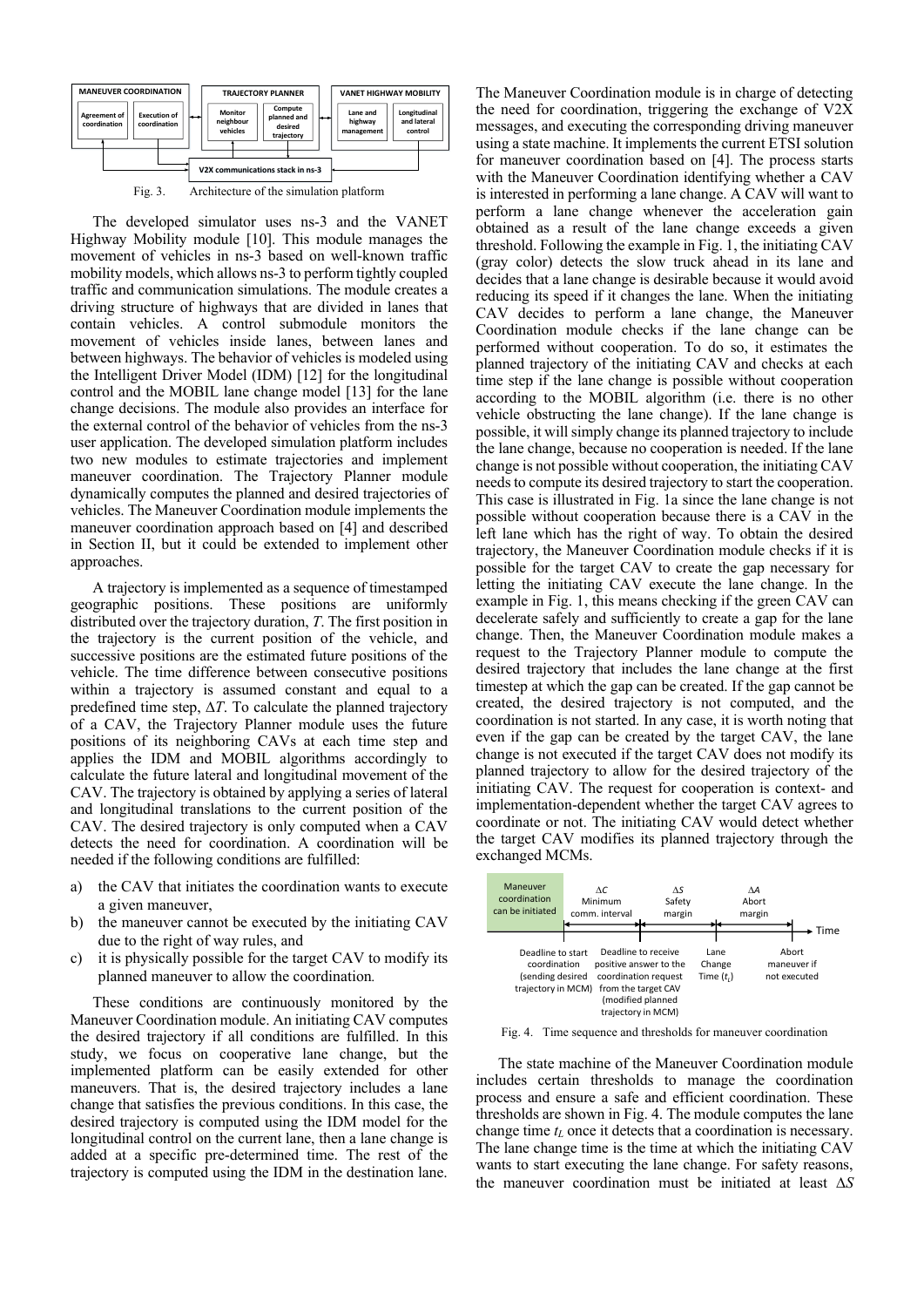Fig. 3. Architecture of the simulation platform

The developed simulator uses ns-3 and the VANET Highway Mobility module [10]. This module manages the movement of vehicles in ns-3 based on well-known traffic mobility models, which allows ns-3 to perform tightly coupled traffic and communication simulations. The module creates a driving structure of highways that are divided in lanes that contain vehicles. A control submodule monitors the movement of vehicles inside lanes, between lanes and between highways. The behavior of vehicles is modeled using the Intelligent Driver Model (IDM) [12] for the longitudinal control and the MOBIL lane change model [13] for the lane change decisions. The module also provides an interface for the external control of the behavior of vehicles from the ns-3 user application. The developed simulation platform includes two new modules to estimate trajectories and implement maneuver coordination. The Trajectory Planner module dynamically computes the planned and desired trajectories of vehicles. The Maneuver Coordination module implements the maneuver coordination approach based on [4] and described in Section II, but it could be extended to implement other approaches.

A trajectory is implemented as a sequence of timestamped geographic positions. These positions are uniformly distributed over the trajectory duration, $T$. The first position in the trajectory is the current position of the vehicle, and successive positions are the estimated future positions of the vehicle. The time difference between consecutive positions within a trajectory is assumed constant and equal to a predefined time step, $\Delta T$. To calculate the planned trajectory of a CAV, the Trajectory Planner module uses the future positions of its neighboring CAVs at each time step and applies the IDM and MOBIL algorithms accordingly to calculate the future lateral and longitudinal movement of the CAV. The trajectory is obtained by applying a series of lateral and longitudinal translations to the current position of the CAV. The desired trajectory is only computed when a CAV detects the need for coordination. A coordination will be needed if the following conditions are fulfilled:

a) the CAV that initiates the coordination wants to execute a given maneuver,
b) the maneuver cannot be executed by the initiating CAV due to the right of way rules, and
c) it is physically possible for the target CAV to modify its planned maneuver to allow the coordination.

These conditions are continuously monitored by the Maneuver Coordination module. An initiating CAV computes the desired trajectory if all conditions are fulfilled. In this study, we focus on cooperative lane change, but the implemented platform can be easily extended for other maneuvers. That is, the desired trajectory includes a lane change that satisfies the previous conditions. In this case, the desired trajectory is computed using the IDM model for the longitudinal control on the current lane, then a lane change is added at a specific pre-determined time. The rest of the trajectory is computed using the IDM in the destination lane.

The Maneuver Coordination module is in charge of detecting the need for coordination, triggering the exchange of V2X messages, and executing the corresponding driving maneuver using a state machine. It implements the current ETSI solution for maneuver coordination based on [4]. The process starts with the Maneuver Coordination module identifying whether a CAV is interested in performing a lane change. A CAV will want to perform a lane change whenever the acceleration gain obtained as a result of the lane change exceeds a given threshold. Following the example in Fig. 1, the initiating CAV (gray color) detects the slow truck ahead in its lane and decides that a lane change is desirable because it would avoid reducing its speed if it changes the lane. When the initiating CAV decides to perform a lane change, the Maneuver Coordination module checks if the lane change can be performed without cooperation. To do so, it estimates the planned trajectory of the initiating CAV and checks at each time step if the lane change is possible without cooperation according to the MOBIL algorithm (i.e. there is no other vehicle obstructing the lane change). If the lane change is possible, it will simply change its planned trajectory to include the lane change, because no cooperation is needed. If the lane change is not possible without cooperation, the initiating CAV needs to compute its desired trajectory to start the cooperation. This case is illustrated in Fig. 1a since the lane change is not possible without cooperation because there is a CAV in the left lane which has the right of way. To obtain the desired trajectory, the Maneuver Coordination module checks if it is possible for the target CAV to create the gap necessary for letting the initiating CAV execute the lane change. In the example in Fig. 1, this means checking if the green CAV can decelerate safely and sufficiently to create a gap for the lane change. Then, the Maneuver Coordination module makes a request to the Trajectory Planner module to compute the desired trajectory that includes the lane change at the first timestep at which the gap can be created. If the gap cannot be created, the desired trajectory is not computed, and the coordination is not started. In any case, it is worth noting that even if the gap can be created by the target CAV, the lane change is not executed if the target CAV does not modify its planned trajectory to allow for the desired trajectory of the initiating CAV. The request for cooperation is context- and implementation-dependent whether the target CAV agrees to coordinate or not. The initiating CAV would detect whether the target CAV modifies its planned trajectory through the exchanged MCMs.

Fig. 4. Time sequence and thresholds for maneuver coordination

The state machine of the Maneuver Coordination module includes certain thresholds to manage the coordination process and ensure a safe and efficient coordination. These thresholds are shown in Fig. 4. The module computes the lane change time $t_L$ once it detects that a coordination is necessary. The lane change time is the time at which the initiating CAV wants to start executing the lane change. For safety reasons, the maneuver coordination must be initiated at least $\Delta S$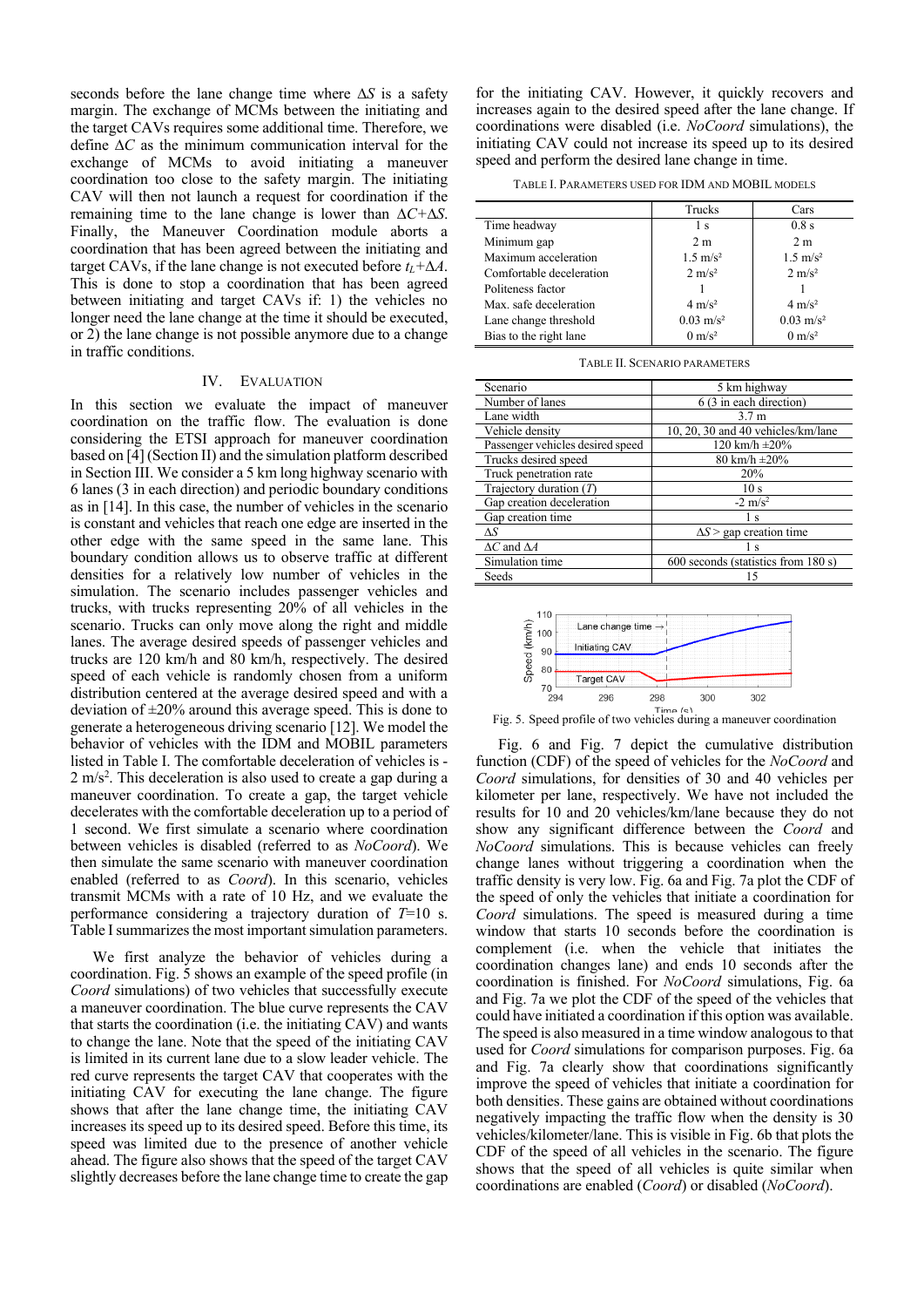seconds before the lane change time where $\Delta S$ is a safety margin. The exchange of MCMs between the initiating and the target CAVs requires some additional time. Therefore, we define $\Delta C$ as the minimum communication interval for the exchange of MCMs to avoid initiating a maneuver coordination too close to the safety margin. The initiating CAV will then not launch a request for coordination if the remaining time to the lane change is lower than $\Delta C$+$\Delta S$. Finally, the Maneuver Coordination module aborts a coordination that has been agreed between the initiating and target CAVs, if the lane change is not executed before $t_L$+$\Delta A$. This is done to stop a coordination that has been agreed between initiating and target CAVs if: 1) the vehicles no longer need the lane change at the time it should be executed, or 2) the lane change is not possible anymore due to a change in traffic conditions.

## IV. Evaluation

In this section we evaluate the impact of maneuver coordination on the traffic flow. The evaluation is done considering the ETSI approach for maneuver coordination based on [4] (Section II) and the simulation platform described in Section III. We consider a 5 km long highway scenario with 6 lanes (3 in each direction) and periodic boundary conditions as in [14]. In this case, the number of vehicles in the scenario is constant and vehicles that reach one edge are inserted in the other edge with the same speed in the same lane. This boundary condition allows us to observe traffic at different densities for a relatively low number of vehicles in the simulation. The scenario includes passenger vehicles and trucks, with trucks representing 20% of all vehicles in the scenario. Trucks can only move along the right and middle lanes. The average desired speeds of passenger vehicles and trucks are 120 km/h and 80 km/h, respectively. The desired speed of each vehicle is randomly chosen from a uniform distribution centered at the average desired speed and with a deviation of ±20% around this average speed. This is done to generate a heterogeneous driving scenario [12]. We model the behavior of vehicles with the IDM and MOBIL parameters listed in Table I. The comfortable deceleration of vehicles is -2 m/s². This deceleration is also used to create a gap during a maneuver coordination. To create a gap, the target vehicle decelerates with the comfortable deceleration up to a period of 1 second. We first simulate a scenario where coordination between vehicles is disabled (referred to as *NoCoord*). We then simulate the same scenario with maneuver coordination enabled (referred to as *Coord*). In this scenario, vehicles transmit MCMs with a rate of 10 Hz, and we evaluate the performance considering a trajectory duration of $T$=10 s. Table I summarizes the most important simulation parameters.

We first analyze the behavior of vehicles during a coordination. Fig. 5 shows an example of the speed profile (in *Coord* simulations) of two vehicles that successfully execute a maneuver coordination. The blue curve represents the CAV that starts the coordination (i.e. the initiating CAV) and wants to change the lane. Note that the speed of the initiating CAV is limited in its current lane due to a slow leader vehicle. The red curve represents the target CAV that cooperates with the initiating CAV for executing the lane change. The figure shows that after the lane change time, the initiating CAV increases its speed up to its desired speed. Before this time, its speed was limited due to the presence of another vehicle ahead. The figure also shows that the speed of the target CAV slightly decreases before the lane change time to create the gap for the initiating CAV. However, it quickly recovers and increases again to the desired speed after the lane change. If coordinations were disabled (i.e. *NoCoord* simulations), the initiating CAV could not increase its speed up to its desired speed and perform the desired lane change in time.

TABLE I. Parameters used for IDM and MOBIL models

| | Trucks | Cars |
|---|---|---|
| Time headway | 1 s | 0.8 s |
| Minimum gap | 2 m | 2 m |
| Maximum acceleration | 1.5 m/s² | 1.5 m/s² |
| Comfortable deceleration | 2 m/s² | 2 m/s² |
| Politeness factor | 1 | 1 |
| Max. safe deceleration | 4 m/s² | 4 m/s² |
| Lane change threshold | 0.03 m/s² | 0.03 m/s² |
| Bias to the right lane | 0 m/s² | 0 m/s² |

TABLE II. Scenario parameters

| Scenario | 5 km highway |
|---|---|
| Number of lanes | 6 (3 in each direction) |
| Lane width | 3.7 m |
| Vehicle density | 10, 20, 30 and 40 vehicles/km/lane |
| Passenger vehicles desired speed | 120 km/h ±20% |
| Trucks desired speed | 80 km/h ±20% |
| Truck penetration rate | 20% |
| Trajectory duration ($T$) | 10 s |
| Gap creation deceleration | -2 m/s² |
| Gap creation time | 1 s |
| $\Delta S$ | $\Delta S$ > gap creation time |
| $\Delta C$ and $\Delta A$ | 1 s |
| Simulation time | 600 seconds (statistics from 180 s) |
| Seeds | 15 |

Fig. 5. Speed profile of two vehicles during a maneuver coordination

Fig. 6 and Fig. 7 depict the cumulative distribution function (CDF) of the speed of vehicles for the *NoCoord* and *Coord* simulations, for densities of 30 and 40 vehicles per kilometer per lane, respectively. We have not included the results for 10 and 20 vehicles/km/lane because they do not show any significant difference between the *Coord* and *NoCoord* simulations. This is because vehicles can freely change lanes without triggering a coordination when the traffic density is very low. Fig. 6a and Fig. 7a plot the CDF of the speed of only the vehicles that initiate a coordination for *Coord* simulations. The speed is measured during a time window that starts 10 seconds before the coordination is complement (i.e. when the vehicle that initiates the coordination changes lane) and ends 10 seconds after the coordination is finished. For *NoCoord* simulations, Fig. 6a and Fig. 7a we plot the CDF of the speed of the vehicles that could have initiated a coordination if this option was available. The speed is also measured in a time window analogous to that used for *Coord* simulations for comparison purposes. Fig. 6a and Fig. 7a clearly show that coordinations significantly improve the speed of vehicles that initiate a coordination for both densities. These gains are obtained without coordinations negatively impacting the traffic flow when the density is 30 vehicles/kilometer/lane. This is visible in Fig. 6b that plots the CDF of the speed of all vehicles in the scenario. The figure shows that the speed of all vehicles is quite similar when coordinations are enabled (*Coord*) or disabled (*NoCoord*).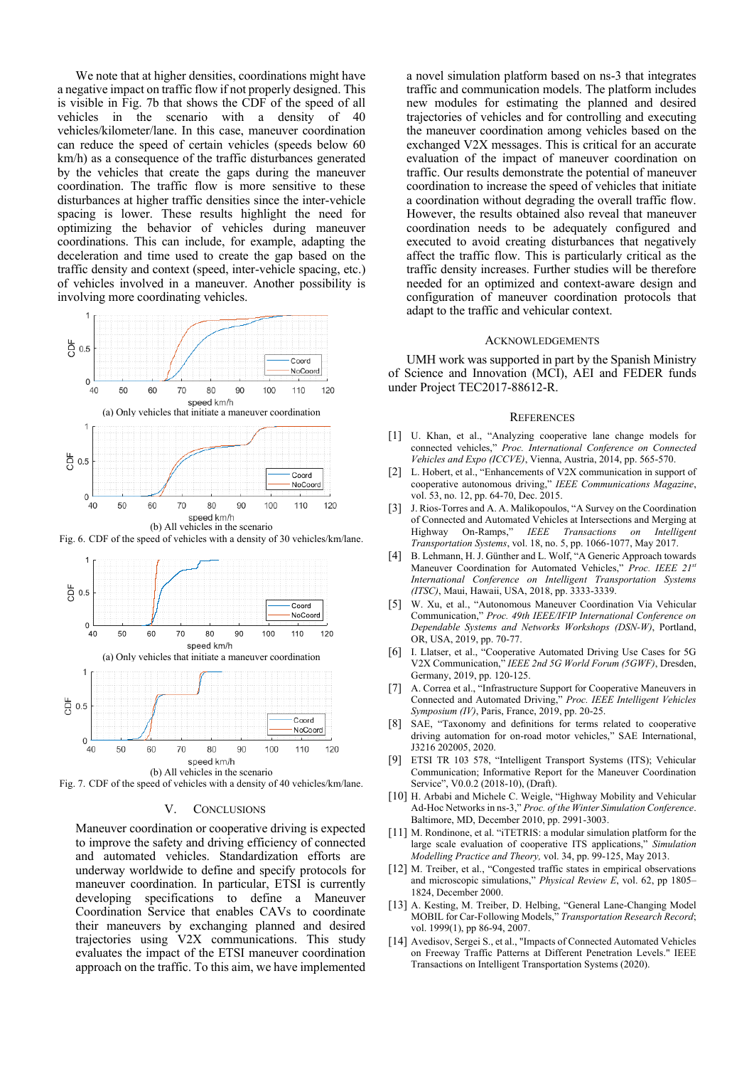We note that at higher densities, coordinations might have a negative impact on traffic flow if not properly designed. This is visible in Fig. 7b that shows the CDF of the speed of all vehicles in the scenario with a density of 40 vehicles/kilometer/lane. In this case, maneuver coordination can reduce the speed of certain vehicles (speeds below 60 km/h) as a consequence of the traffic disturbances generated by the vehicles that create the gaps during the maneuver coordination. The traffic flow is more sensitive to these disturbances at higher traffic densities since the inter-vehicle spacing is lower. These results highlight the need for optimizing the behavior of vehicles during maneuver coordinations. This can include, for example, adapting the deceleration and time used to create the gap based on the traffic density and context (speed, inter-vehicle spacing, etc.) of vehicles involved in a maneuver. Another possibility is involving more coordinating vehicles.

CDF
1
0.5
0
40 50 60 70 80 90 100 110 120
speed km/h
Coord
NoCoord

(a) Only vehicles that initiate a maneuver coordination

CDF
1
0.5
0
40 50 60 70 80 90 100 110 120
speed km/h
Coord
NoCoord

(b) All vehicles in the scenario

Fig. 6. CDF of the speed of vehicles with a density of 30 vehicles/km/lane.

CDF
1
0.5
0
40 50 60 70 80 90 100 110 120
speed km/h
Coord
NoCoord

(a) Only vehicles that initiate a maneuver coordination

CDF
1
0.5
0
40 50 60 70 80 90 100 110 120
speed km/h
Coord
NoCoord

(b) All vehicles in the scenario

Fig. 7. CDF of the speed of vehicles with a density of 40 vehicles/km/lane.

## V. Conclusions

Maneuver coordination or cooperative driving is expected to improve the safety and driving efficiency of connected and automated vehicles. Standardization efforts are underway worldwide to define and specify protocols for maneuver coordination. In particular, ETSI is currently developing specifications to define a Maneuver Coordination Service that enables CAVs to coordinate their maneuvers by exchanging planned and desired trajectories using V2X communications. This study evaluates the impact of the ETSI maneuver coordination approach on the traffic. To this aim, we have implemented a novel simulation platform based on ns-3 that integrates traffic and communication models. The platform includes new modules for estimating the planned and desired trajectories of vehicles and for controlling and executing the maneuver coordination among vehicles based on the exchanged V2X messages. This is critical for an accurate evaluation of the impact of maneuver coordination on traffic. Our results demonstrate the potential of maneuver coordination to increase the speed of vehicles that initiate a coordination without degrading the overall traffic flow. However, the results obtained also reveal that maneuver coordination needs to be adequately configured and executed to avoid creating disturbances that negatively affect the traffic flow. This is particularly critical as the traffic density increases. Further studies will be therefore needed for an optimized and context-aware design and configuration of maneuver coordination protocols that adapt to the traffic and vehicular context.

## Acknowledgements

UMH work was supported in part by the Spanish Ministry of Science and Innovation (MCI), AEI and FEDER funds under Project TEC2017-88612-R.

## References

[1] U. Khan, et al., "Analyzing cooperative lane change models for connected vehicles," *Proc. International Conference on Connected Vehicles and Expo (ICCVE)*, Vienna, Austria, 2014, pp. 565-570.

[2] L. Hobert, et al., "Enhancements of V2X communication in support of cooperative autonomous driving," *IEEE Communications Magazine*, vol. 53, no. 12, pp. 64-70, Dec. 2015.

[3] J. Rios-Torres and A. A. Malikopoulos, "A Survey on the Coordination of Connected and Automated Vehicles at Intersections and Merging at Highway On-Ramps," *IEEE Transactions on Intelligent Transportation Systems*, vol. 18, no. 5, pp. 1066-1077, May 2017.

[4] B. Lehmann, H. J. Günther and L. Wolf, "A Generic Approach towards Maneuver Coordination for Automated Vehicles," *Proc. IEEE 21st International Conference on Intelligent Transportation Systems (ITSC)*, Maui, Hawaii, USA, 2018, pp. 3333-3339.

[5] W. Xu, et al., "Autonomous Maneuver Coordination Via Vehicular Communication," *Proc. 49th IEEE/IFIP International Conference on Dependable Systems and Networks Workshops (DSN-W)*, Portland, OR, USA, 2019, pp. 70-77.

[6] I. Llatser, et al., "Cooperative Automated Driving Use Cases for 5G V2X Communication," *IEEE 2nd 5G World Forum (5GWF)*, Dresden, Germany, 2019, pp. 120-125.

[7] A. Correa et al., "Infrastructure Support for Cooperative Maneuvers in Connected and Automated Driving," *Proc. IEEE Intelligent Vehicles Symposium (IV)*, Paris, France, 2019, pp. 20-25.

[8] SAE, "Taxonomy and definitions for terms related to cooperative driving automation for on-road motor vehicles," SAE International, J3216 202005, 2020.

[9] ETSI TR 103 578, "Intelligent Transport Systems (ITS); Vehicular Communication; Informative Report for the Maneuver Coordination Service", V0.0.2 (2018-10), (Draft).

[10] H. Arbabi and Michele C. Weigle, "Highway Mobility and Vehicular Ad-Hoc Networks in ns-3," *Proc. of the Winter Simulation Conference*. Baltimore, MD, December 2010, pp. 2991-3003.

[11] M. Rondinone, et al. "iTETRIS: a modular simulation platform for the large scale evaluation of cooperative ITS applications," *Simulation Modelling Practice and Theory,* vol. 34, pp. 99-125, May 2013.

[12] M. Treiber, et al., "Congested traffic states in empirical observations and microscopic simulations," *Physical Review E*, vol. 62, pp 1805–1824, December 2000.

[13] A. Kesting, M. Treiber, D. Helbing, "General Lane-Changing Model MOBIL for Car-Following Models," *Transportation Research Record*; vol. 1999(1), pp 86-94, 2007.

[14] Avedisov, Sergei S., et al., "Impacts of Connected Automated Vehicles on Freeway Traffic Patterns at Different Penetration Levels." IEEE Transactions on Intelligent Transportation Systems (2020).